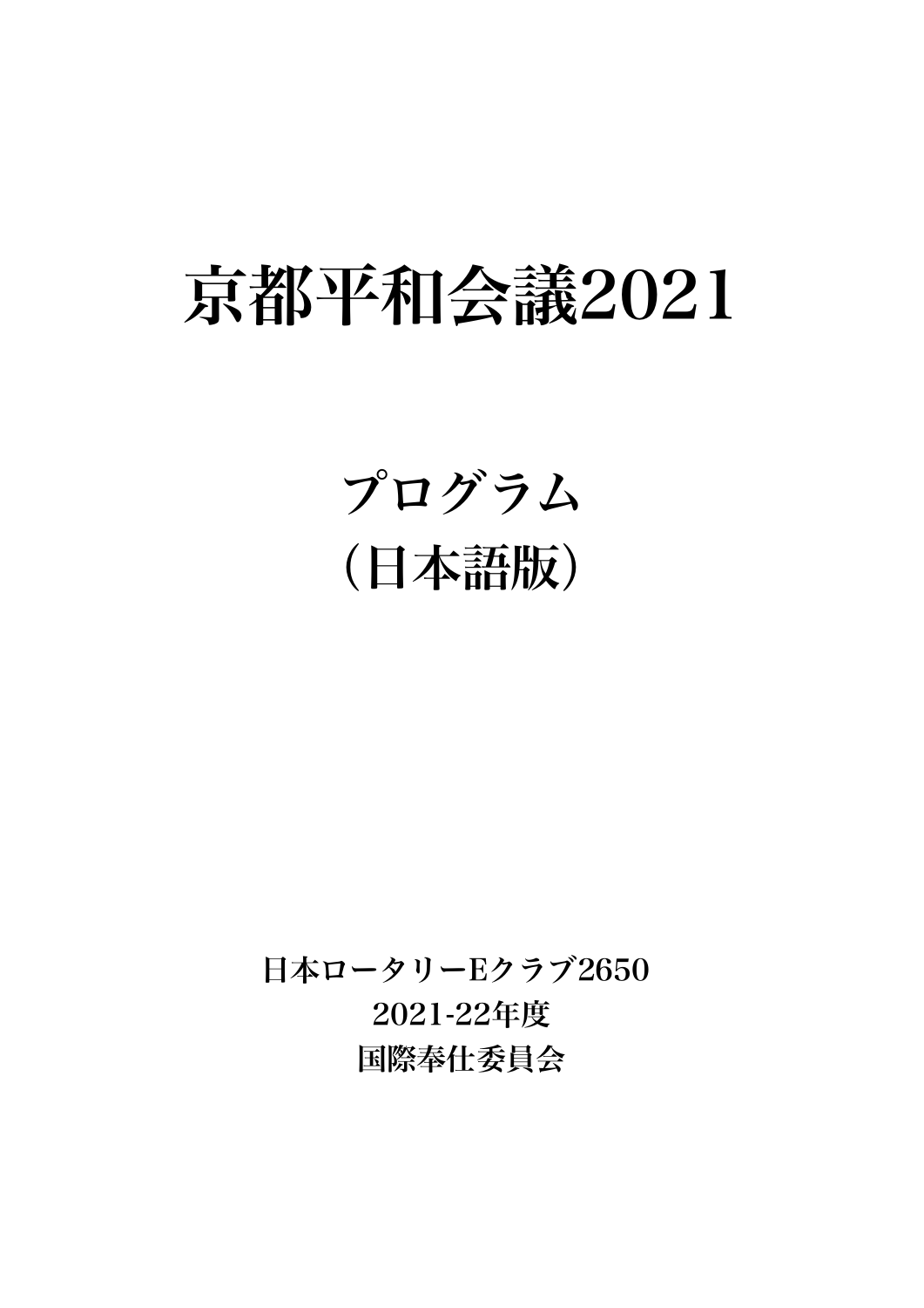# 京都平和会議2021

## プログラム
## （日本語版）

**日本ロータリーEクラブ2650**
**2021-22年度**
**国際奉仕委員会**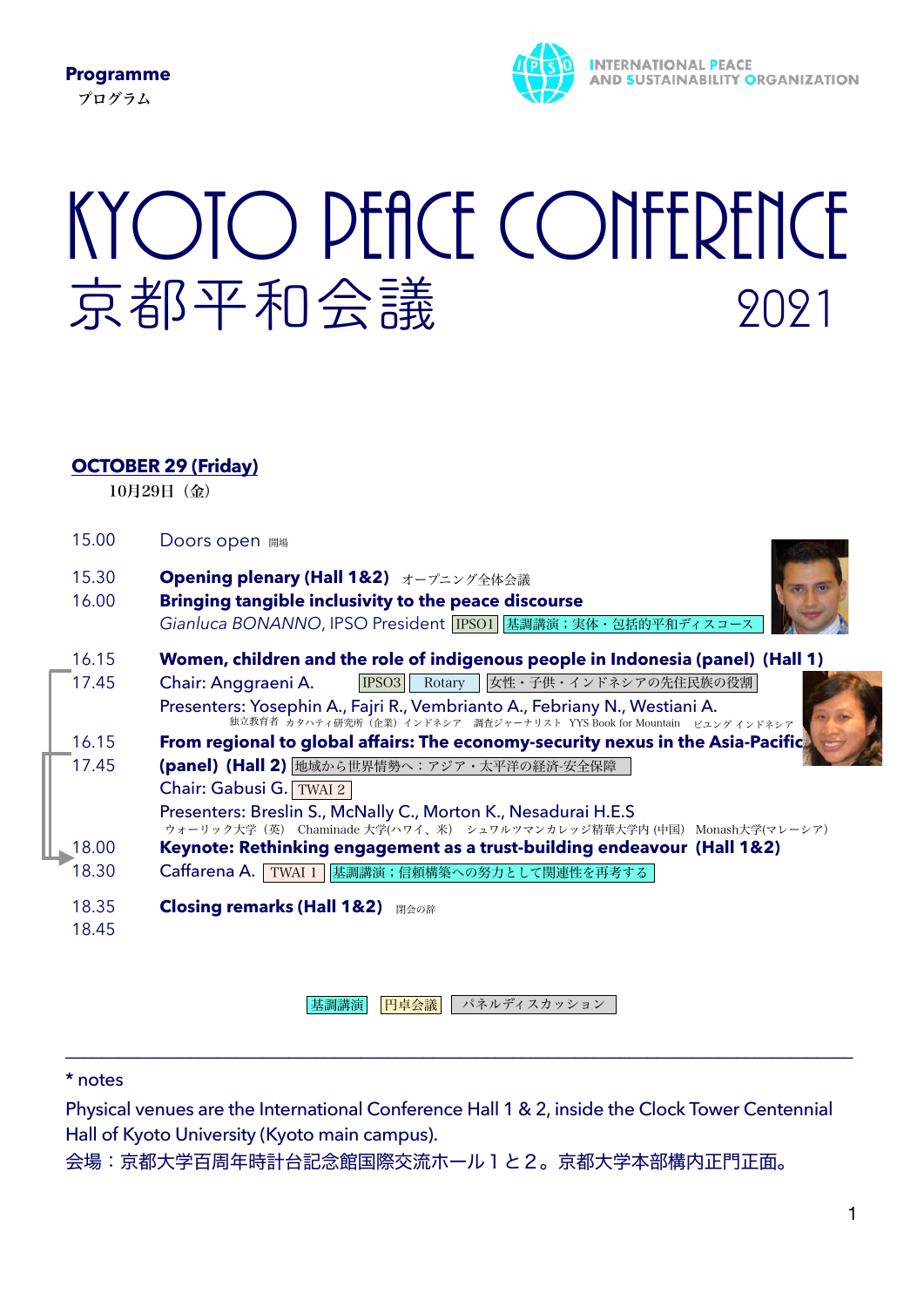**Programme**
プログラム

INTERNATIONAL PEACE AND SUSTAINABILITY ORGANIZATION

# KYOTO PEACE CONFERENCE
# 京都平和会議 2021

## OCTOBER 29 (Friday)
10月29日（金）

15.00 Doors open 開場

15.30 **Opening plenary (Hall 1&2)** オープニング全体会議
16.00 **Bringing tangible inclusivity to the peace discourse**
*Gianluca BONANNO*, IPSO President [IPSO1] [基調講演；実体・包括的平和ディスコース]

16.15 **Women, children and the role of indigenous people in Indonesia (panel) (Hall 1)**
17.45 Chair: Anggraeni A. [IPSO3] [Rotary] [女性・子供・インドネシアの先住民族の役割]
Presenters: Yosephin A., Fajri R., Vembrianto A., Febriany N., Westiani A.
独立教育者 カタハティ研究所（企業）インドネシア 調査ジャーナリスト YYS Book for Mountain ビユング インドネシア

16.15 **From regional to global affairs: The economy-security nexus in the Asia-Pacific**
17.45 **(panel) (Hall 2)** [地域から世界情勢へ：アジア・太平洋の経済-安全保障]
Chair: Gabusi G. [TWAI 2]
Presenters: Breslin S., McNally C., Morton K., Nesadurai H.E.S
ウォーリック大学（英） Chaminade 大学(ハワイ、米) シュワルツマンカレッジ精華大学内 (中国) Monash大学(マレーシア)

18.00 **Keynote: Rethinking engagement as a trust-building endeavour (Hall 1&2)**
18.30 Caffarena A. [TWAI 1] [基調講演；信頼構築への努力として関連性を再考する]

18.35 **Closing remarks (Hall 1&2)** 閉会の辞
18.45

[基調講演] [円卓会議] [パネルディスカッション]

---

\* notes

Physical venues are the International Conference Hall 1 & 2, inside the Clock Tower Centennial Hall of Kyoto University (Kyoto main campus).
会場：京都大学百周年時計台記念館国際交流ホール１と２。京都大学本部構内正門正面。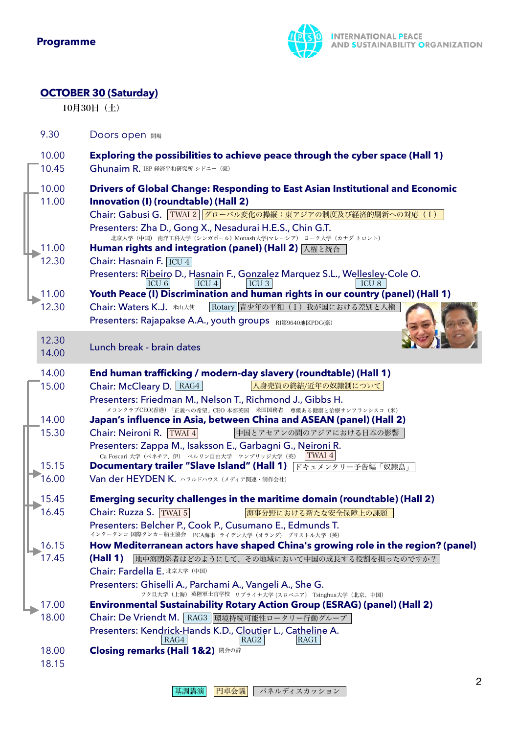**Programme**

INTERNATIONAL PEACE AND SUSTAINABILITY ORGANIZATION

## OCTOBER 30 (Saturday)

10月30日（土）

9.30 Doors open 開場

10.00 – 10.45 **Exploring the possibilities to achieve peace through the cyber space (Hall 1)**
Ghunaim R. IEP 経済平和研究所 シドニー（豪）

10.00 – 11.00 **Drivers of Global Change: Responding to East Asian Institutional and Economic Innovation (I) (roundtable) (Hall 2)**
Chair: Gabusi G. TWAI 2 グローバル変化の操縦：東アジアの制度及び経済的刷新への対応（I）
Presenters: Zha D., Gong X., Nesadurai H.E.S., Chin G.T.
北京大学（中国） 南洋工科大学（シンガポール） Monash大学(マレーシア) ヨーク大学（カナダ トロント）

11.00 – 12.30 **Human rights and integration (panel) (Hall 2)** 人権と統合
Chair: Hasnain F. ICU 4
Presenters: Ribeiro D. (ICU 6), Hasnain F. (ICU 4), Gonzalez Marquez S.L. (ICU 3), Wellesley-Cole O. (ICU 8)

11.00 – 12.30 **Youth Peace (I) Discrimination and human rights in our country (panel) (Hall 1)**
Chair: Waters K.J. 米山大使 Rotary 青少年の平和（I）我が国における差別と人権
Presenters: Rajapakse A.A., youth groups RI第9640地区PDG(豪)

12.30 – 14.00 Lunch break - brain dates

14.00 – 15.00 **End human trafficking / modern-day slavery (roundtable) (Hall 1)**
Chair: McCleary D. RAG4 人身売買の終結/近年の奴隷制について
Presenters: Friedman M., Nelson T., Richmond J., Gibbs H.
メコンクラブCEO(香港) 「正義への希望」CEO 本部英国 米国国務省 尊厳ある健康と治療サンフランシスコ（米）

14.00 – 15.30 **Japan's influence in Asia, between China and ASEAN (panel) (Hall 2)**
Chair: Neironi R. TWAI 4 中国とアセアンの間のアジアにおける日本の影響
Presenters: Zappa M., Isaksson E., Garbagni G., Neironi R. (TWAI 4)
Ca Foscari 大学（ベネチア、伊） ベルリン自由大学 ケンブリッジ大学（英）

15.15 – 16.00 **Documentary trailer "Slave Island" (Hall 1)** ドキュメンタリー予告編「奴隷島」
Van der HEYDEN K. ハラルドハウス（メディア関連・制作会社）

15.45 – 16.45 **Emerging security challenges in the maritime domain (roundtable) (Hall 2)**
Chair: Ruzza S. TWAI 5 海事分野における新たな安全保障上の課題
Presenters: Belcher P., Cook P., Cusumano E., Edmunds T.
インタータンコ 国際タンカー船主協会 PCA海事 ライデン大学（オランダ） ブリストル大学（英）

16.15 – 17.45 **How Mediterranean actors have shaped China's growing role in the region? (panel) (Hall 1)** 地中海関係者はどのようにして、その地域において中国の成長する役割を担ったのですか？
Chair: Fardella E. 北京大学（中国）
Presenters: Ghiselli A., Parchami A., Vangeli A., She G.
フク旦大学（上海） 英陸軍士官学校 リブライナ大学（スロベニア） Tsinghua大学（北京、中国）

17.00 – 18.00 **Environmental Sustainability Rotary Action Group (ESRAG) (panel) (Hall 2)**
Chair: De Vriendt M. RAG3 環境持続可能性ロータリー行動グループ
Presenters: Kendrick-Hands K.D. (RAG4), Cloutier L. (RAG2), Catheline A. (RAG1)

18.00 – 18.15 **Closing remarks (Hall 1&2)** 閉会の辞

基調講演 円卓会議 パネルディスカッション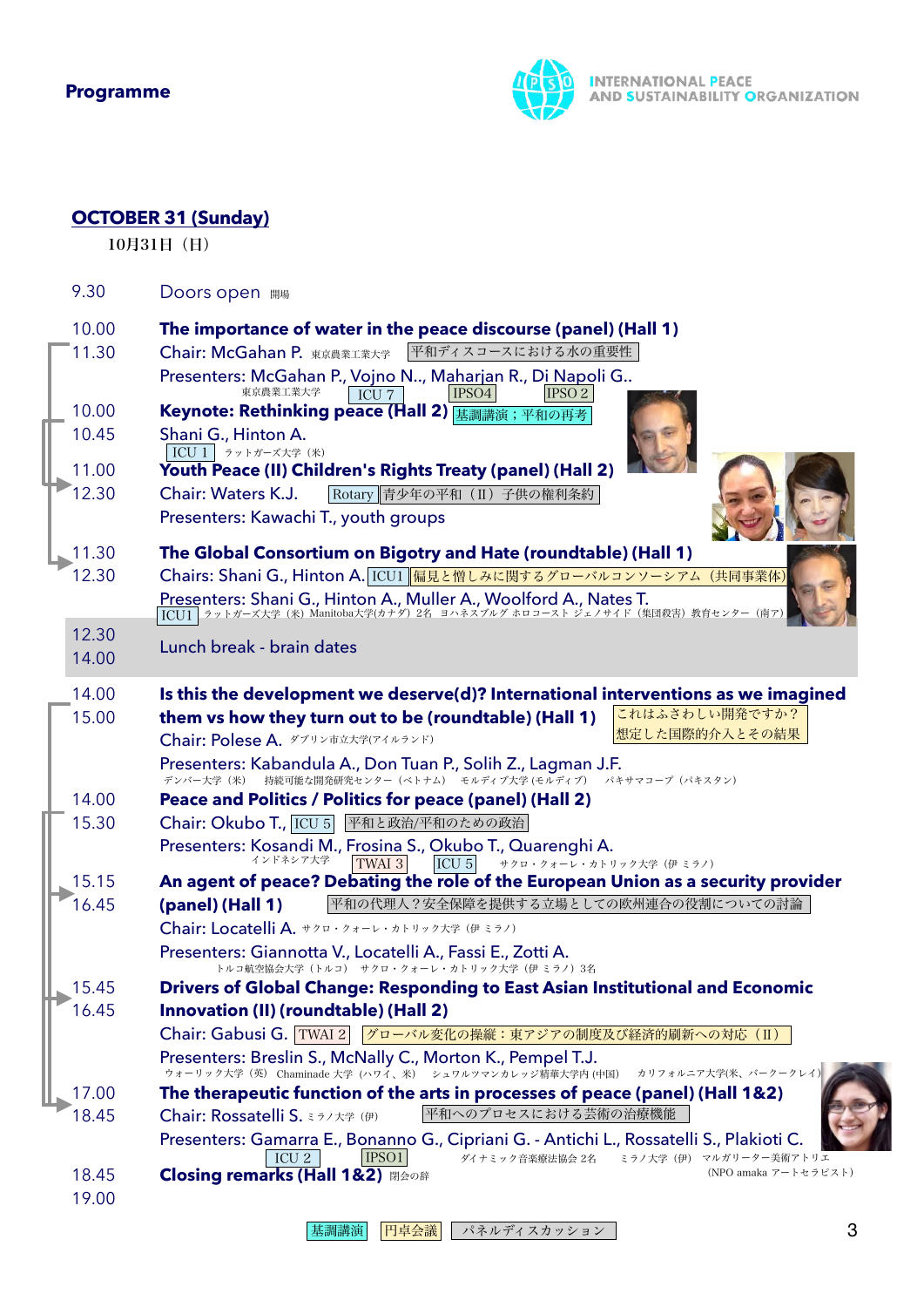Programme

INTERNATIONAL PEACE AND SUSTAINABILITY ORGANIZATION

## OCTOBER 31 (Sunday)

10月31日（日）

9.30 Doors open 開場

10.00–11.30 **The importance of water in the peace discourse (panel) (Hall 1)**
Chair: McGahan P. 東京農業工業大学 平和ディスコースにおける水の重要性
Presenters: McGahan P., Vojno N.., Maharjan R., Di Napoli G..
東京農業工業大学 ICU 7 IPSO4 IPSO 2

10.00–10.45 **Keynote: Rethinking peace (Hall 2)** 基調講演；平和の再考
Shani G., Hinton A.
ICU 1 ラットガーズ大学（米）

11.00–12.30 **Youth Peace (II) Children's Rights Treaty (panel) (Hall 2)**
Chair: Waters K.J. Rotary 青少年の平和（II）子供の権利条約
Presenters: Kawachi T., youth groups

11.30–12.30 **The Global Consortium on Bigotry and Hate (roundtable) (Hall 1)**
Chairs: Shani G., Hinton A. ICU1 偏見と憎しみに関するグローバルコンソーシアム（共同事業体）
Presenters: Shani G., Hinton A., Muller A., Woolford A., Nates T.
ICU1 ラットガーズ大学（米）Manitoba大学(カナダ) 2名 ヨハネスブルグ ホロコースト ジェノサイド（集団殺害）教育センター（南ア）

12.30–14.00 Lunch break - brain dates

14.00–15.00 **Is this the development we deserve(d)? International interventions as we imagined them vs how they turn out to be (roundtable) (Hall 1)** これはふさわしい開発ですか？想定した国際的介入とその結果
Chair: Polese A. ダブリン市立大学(アイルランド)
Presenters: Kabandula A., Don Tuan P., Solih Z., Lagman J.F.
デンバー大学（米） 持続可能な開発研究センター（ベトナム） モルディブ大学 (モルディブ) パキサマコーブ（パキスタン）

14.00–15.30 **Peace and Politics / Politics for peace (panel) (Hall 2)**
Chair: Okubo T., ICU 5 平和と政治/平和のための政治
Presenters: Kosandi M., Frosina S., Okubo T., Quarenghi A.
インドネシア大学 TWAI 3 ICU 5 サクロ・クォーレ・カトリック大学（伊 ミラノ）

15.15–16.45 **An agent of peace? Debating the role of the European Union as a security provider (panel) (Hall 1)** 平和の代理人？安全保障を提供する立場としての欧州連合の役割についての討論
Chair: Locatelli A. サクロ・クォーレ・カトリック大学（伊 ミラノ）
Presenters: Giannotta V., Locatelli A., Fassi E., Zotti A.
トルコ航空協会大学（トルコ） サクロ・クォーレ・カトリック大学（伊 ミラノ）3名

15.45–16.45 **Drivers of Global Change: Responding to East Asian Institutional and Economic Innovation (II) (roundtable) (Hall 2)**
Chair: Gabusi G. TWAI 2 グローバル変化の操縦：東アジアの制度及び経済的刷新への対応（II）
Presenters: Breslin S., McNally C., Morton K., Pempel T.J.
ウォーリック大学（英） Chaminade 大学（ハワイ、米） シュワルツマンカレッジ精華大学内 (中国) カリフォルニア大学(米、バークークレイ)

17.00–18.45 **The therapeutic function of the arts in processes of peace (panel) (Hall 1&2)**
Chair: Rossatelli S. ミラノ大学（伊） 平和へのプロセスにおける芸術の治療機能
Presenters: Gamarra E., Bonanno G., Cipriani G. - Antichi L., Rossatelli S., Plakioti C.
ICU 2 IPSO1 ダイナミック音楽療法協会 2名 ミラノ大学（伊） マルガリーター美術アトリエ (NPO amaka アートセラピスト)

18.45–19.00 **Closing remarks (Hall 1&2)** 閉会の辞

基調講演 円卓会議 パネルディスカッション